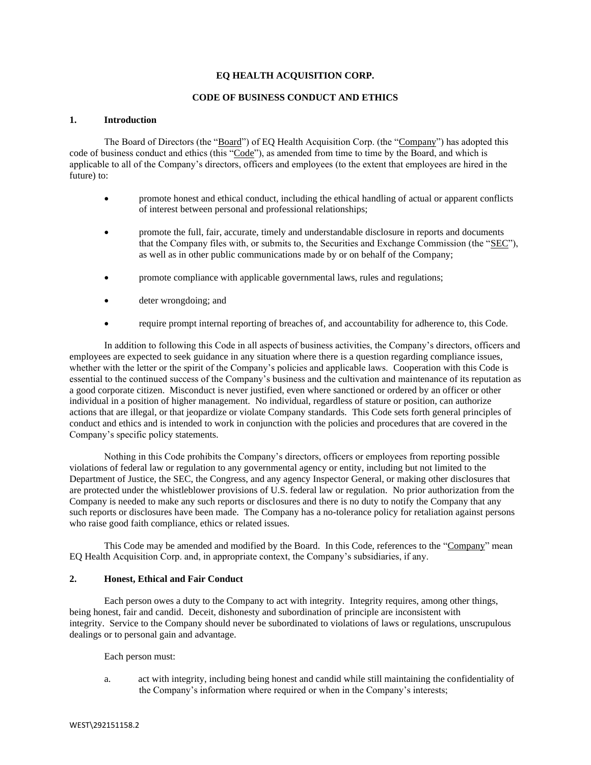**EQ HEALTH ACQUISITION CORP.**

**CODE OF BUSINESS CONDUCT AND ETHICS**

## 1. Introduction

The Board of Directors (the "Board") of EQ Health Acquisition Corp. (the "Company") has adopted this code of business conduct and ethics (this "Code"), as amended from time to time by the Board, and which is applicable to all of the Company's directors, officers and employees (to the extent that employees are hired in the future) to:

- promote honest and ethical conduct, including the ethical handling of actual or apparent conflicts of interest between personal and professional relationships;
- promote the full, fair, accurate, timely and understandable disclosure in reports and documents that the Company files with, or submits to, the Securities and Exchange Commission (the "SEC"), as well as in other public communications made by or on behalf of the Company;
- promote compliance with applicable governmental laws, rules and regulations;
- deter wrongdoing; and
- require prompt internal reporting of breaches of, and accountability for adherence to, this Code.

In addition to following this Code in all aspects of business activities, the Company's directors, officers and employees are expected to seek guidance in any situation where there is a question regarding compliance issues, whether with the letter or the spirit of the Company's policies and applicable laws. Cooperation with this Code is essential to the continued success of the Company's business and the cultivation and maintenance of its reputation as a good corporate citizen. Misconduct is never justified, even where sanctioned or ordered by an officer or other individual in a position of higher management. No individual, regardless of stature or position, can authorize actions that are illegal, or that jeopardize or violate Company standards. This Code sets forth general principles of conduct and ethics and is intended to work in conjunction with the policies and procedures that are covered in the Company's specific policy statements.

Nothing in this Code prohibits the Company's directors, officers or employees from reporting possible violations of federal law or regulation to any governmental agency or entity, including but not limited to the Department of Justice, the SEC, the Congress, and any agency Inspector General, or making other disclosures that are protected under the whistleblower provisions of U.S. federal law or regulation. No prior authorization from the Company is needed to make any such reports or disclosures and there is no duty to notify the Company that any such reports or disclosures have been made. The Company has a no-tolerance policy for retaliation against persons who raise good faith compliance, ethics or related issues.

This Code may be amended and modified by the Board. In this Code, references to the "Company" mean EQ Health Acquisition Corp. and, in appropriate context, the Company's subsidiaries, if any.

## 2. Honest, Ethical and Fair Conduct

Each person owes a duty to the Company to act with integrity. Integrity requires, among other things, being honest, fair and candid. Deceit, dishonesty and subordination of principle are inconsistent with integrity. Service to the Company should never be subordinated to violations of laws or regulations, unscrupulous dealings or to personal gain and advantage.

Each person must:

a. act with integrity, including being honest and candid while still maintaining the confidentiality of the Company's information where required or when in the Company's interests;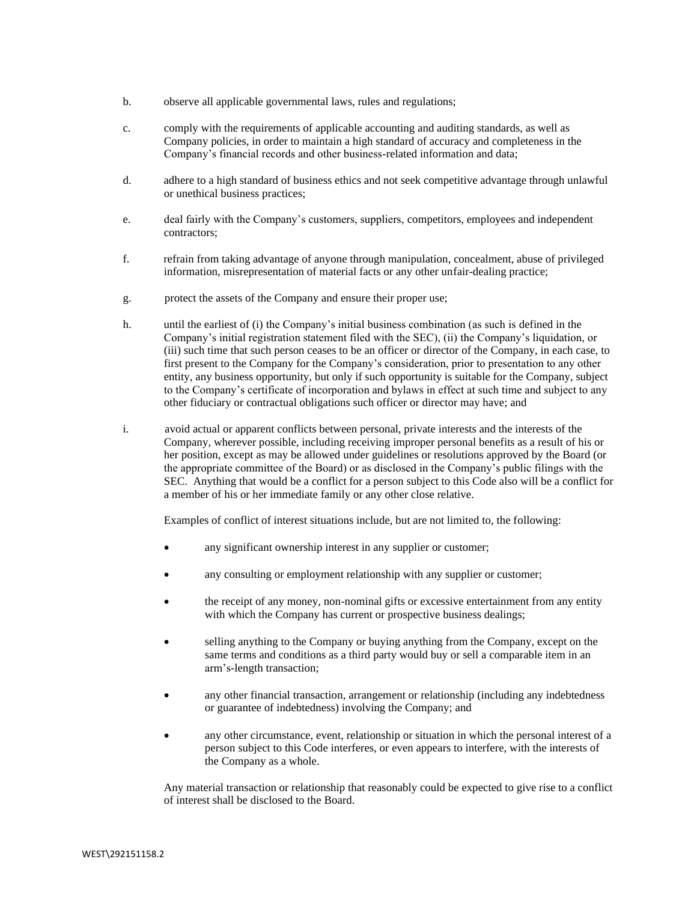b. observe all applicable governmental laws, rules and regulations;

c. comply with the requirements of applicable accounting and auditing standards, as well as Company policies, in order to maintain a high standard of accuracy and completeness in the Company's financial records and other business-related information and data;

d. adhere to a high standard of business ethics and not seek competitive advantage through unlawful or unethical business practices;

e. deal fairly with the Company's customers, suppliers, competitors, employees and independent contractors;

f. refrain from taking advantage of anyone through manipulation, concealment, abuse of privileged information, misrepresentation of material facts or any other unfair-dealing practice;

g. protect the assets of the Company and ensure their proper use;

h. until the earliest of (i) the Company's initial business combination (as such is defined in the Company's initial registration statement filed with the SEC), (ii) the Company's liquidation, or (iii) such time that such person ceases to be an officer or director of the Company, in each case, to first present to the Company for the Company's consideration, prior to presentation to any other entity, any business opportunity, but only if such opportunity is suitable for the Company, subject to the Company's certificate of incorporation and bylaws in effect at such time and subject to any other fiduciary or contractual obligations such officer or director may have; and

i. avoid actual or apparent conflicts between personal, private interests and the interests of the Company, wherever possible, including receiving improper personal benefits as a result of his or her position, except as may be allowed under guidelines or resolutions approved by the Board (or the appropriate committee of the Board) or as disclosed in the Company's public filings with the SEC. Anything that would be a conflict for a person subject to this Code also will be a conflict for a member of his or her immediate family or any other close relative.

   Examples of conflict of interest situations include, but are not limited to, the following:

   - any significant ownership interest in any supplier or customer;
   - any consulting or employment relationship with any supplier or customer;
   - the receipt of any money, non-nominal gifts or excessive entertainment from any entity with which the Company has current or prospective business dealings;
   - selling anything to the Company or buying anything from the Company, except on the same terms and conditions as a third party would buy or sell a comparable item in an arm's-length transaction;
   - any other financial transaction, arrangement or relationship (including any indebtedness or guarantee of indebtedness) involving the Company; and
   - any other circumstance, event, relationship or situation in which the personal interest of a person subject to this Code interferes, or even appears to interfere, with the interests of the Company as a whole.

   Any material transaction or relationship that reasonably could be expected to give rise to a conflict of interest shall be disclosed to the Board.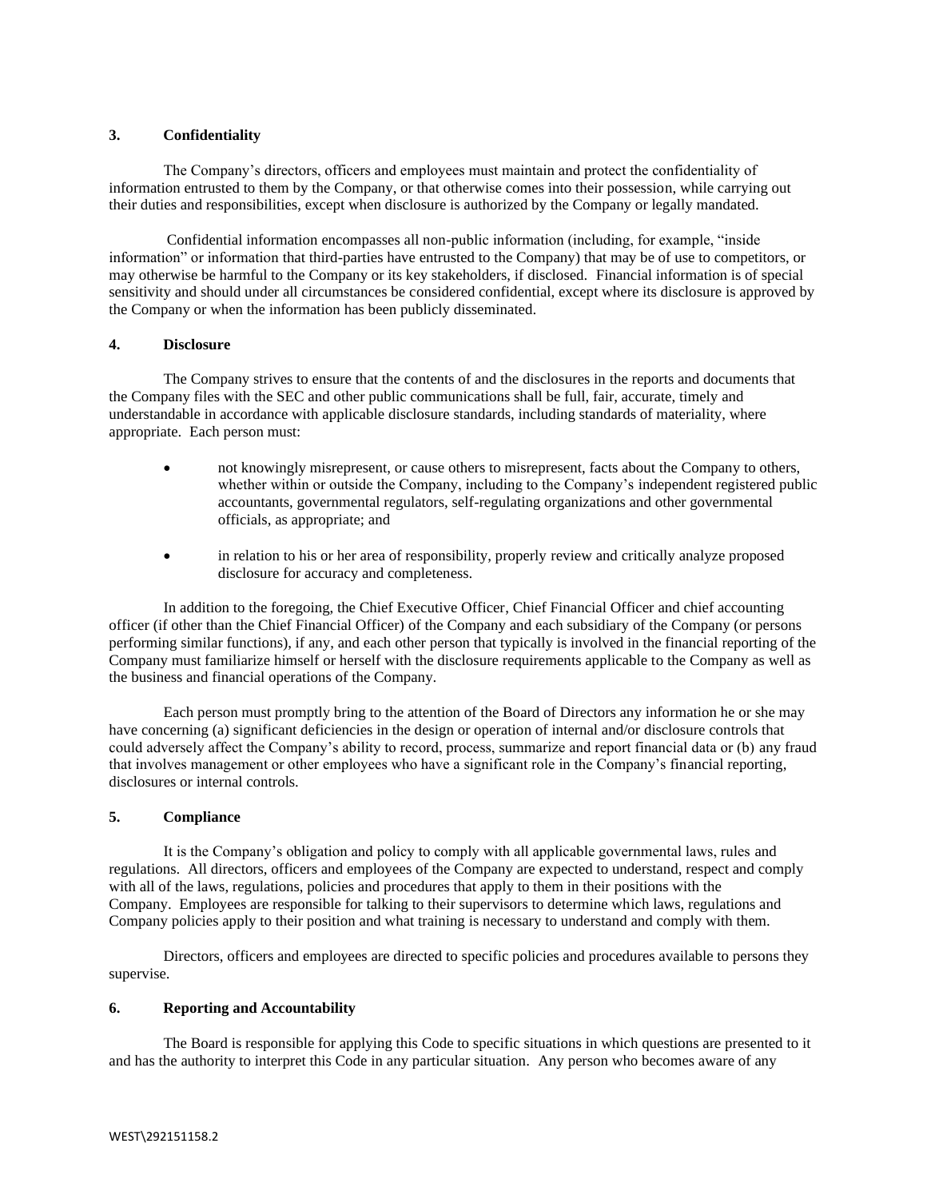### 3. Confidentiality

The Company's directors, officers and employees must maintain and protect the confidentiality of information entrusted to them by the Company, or that otherwise comes into their possession, while carrying out their duties and responsibilities, except when disclosure is authorized by the Company or legally mandated.

Confidential information encompasses all non-public information (including, for example, "inside information" or information that third-parties have entrusted to the Company) that may be of use to competitors, or may otherwise be harmful to the Company or its key stakeholders, if disclosed. Financial information is of special sensitivity and should under all circumstances be considered confidential, except where its disclosure is approved by the Company or when the information has been publicly disseminated.

### 4. Disclosure

The Company strives to ensure that the contents of and the disclosures in the reports and documents that the Company files with the SEC and other public communications shall be full, fair, accurate, timely and understandable in accordance with applicable disclosure standards, including standards of materiality, where appropriate. Each person must:

- not knowingly misrepresent, or cause others to misrepresent, facts about the Company to others, whether within or outside the Company, including to the Company's independent registered public accountants, governmental regulators, self-regulating organizations and other governmental officials, as appropriate; and
- in relation to his or her area of responsibility, properly review and critically analyze proposed disclosure for accuracy and completeness.

In addition to the foregoing, the Chief Executive Officer, Chief Financial Officer and chief accounting officer (if other than the Chief Financial Officer) of the Company and each subsidiary of the Company (or persons performing similar functions), if any, and each other person that typically is involved in the financial reporting of the Company must familiarize himself or herself with the disclosure requirements applicable to the Company as well as the business and financial operations of the Company.

Each person must promptly bring to the attention of the Board of Directors any information he or she may have concerning (a) significant deficiencies in the design or operation of internal and/or disclosure controls that could adversely affect the Company's ability to record, process, summarize and report financial data or (b) any fraud that involves management or other employees who have a significant role in the Company's financial reporting, disclosures or internal controls.

### 5. Compliance

It is the Company's obligation and policy to comply with all applicable governmental laws, rules and regulations. All directors, officers and employees of the Company are expected to understand, respect and comply with all of the laws, regulations, policies and procedures that apply to them in their positions with the Company. Employees are responsible for talking to their supervisors to determine which laws, regulations and Company policies apply to their position and what training is necessary to understand and comply with them.

Directors, officers and employees are directed to specific policies and procedures available to persons they supervise.

### 6. Reporting and Accountability

The Board is responsible for applying this Code to specific situations in which questions are presented to it and has the authority to interpret this Code in any particular situation. Any person who becomes aware of any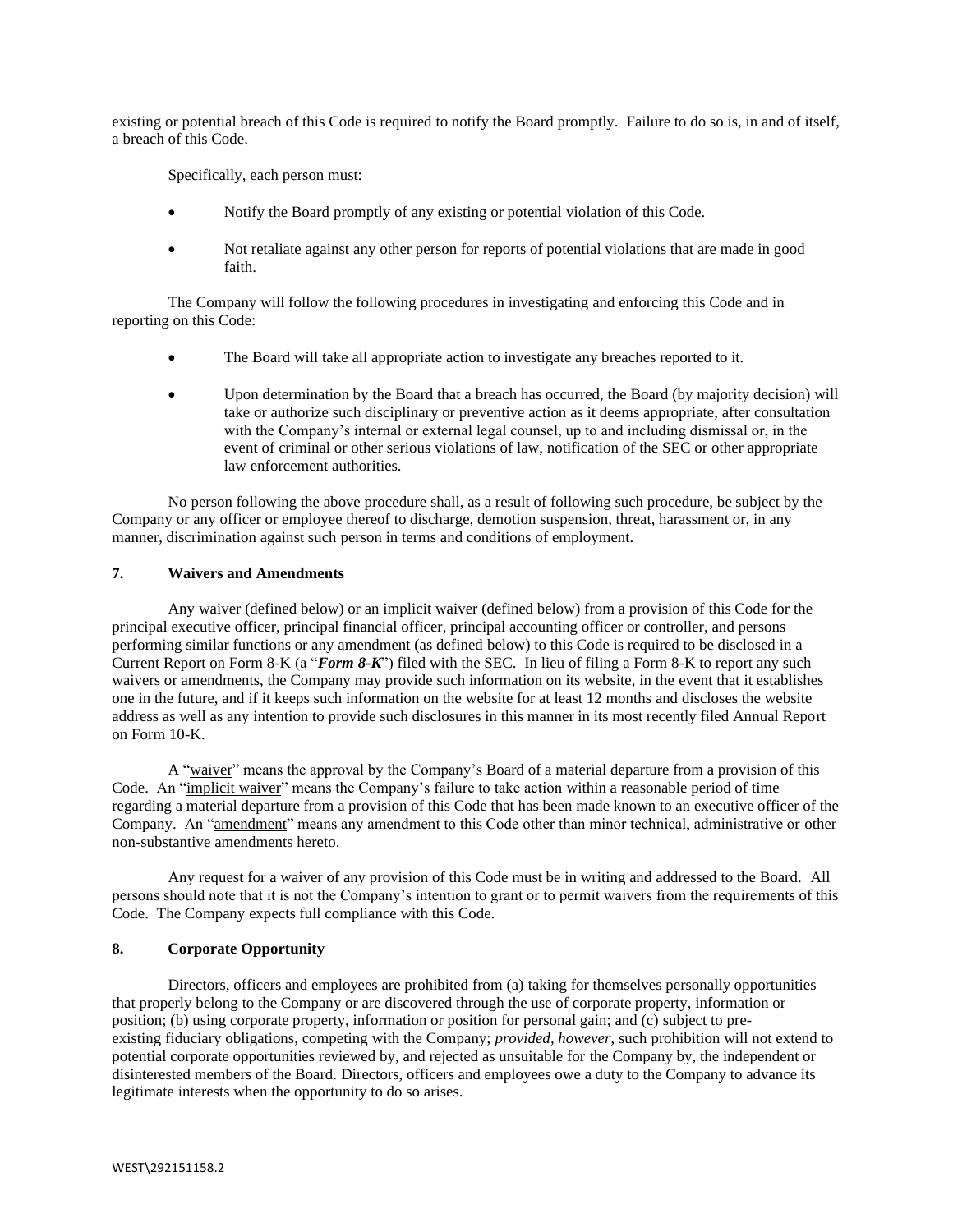existing or potential breach of this Code is required to notify the Board promptly. Failure to do so is, in and of itself, a breach of this Code.

Specifically, each person must:

- Notify the Board promptly of any existing or potential violation of this Code.
- Not retaliate against any other person for reports of potential violations that are made in good faith.

The Company will follow the following procedures in investigating and enforcing this Code and in reporting on this Code:

- The Board will take all appropriate action to investigate any breaches reported to it.
- Upon determination by the Board that a breach has occurred, the Board (by majority decision) will take or authorize such disciplinary or preventive action as it deems appropriate, after consultation with the Company's internal or external legal counsel, up to and including dismissal or, in the event of criminal or other serious violations of law, notification of the SEC or other appropriate law enforcement authorities.

No person following the above procedure shall, as a result of following such procedure, be subject by the Company or any officer or employee thereof to discharge, demotion suspension, threat, harassment or, in any manner, discrimination against such person in terms and conditions of employment.

## 7. Waivers and Amendments

Any waiver (defined below) or an implicit waiver (defined below) from a provision of this Code for the principal executive officer, principal financial officer, principal accounting officer or controller, and persons performing similar functions or any amendment (as defined below) to this Code is required to be disclosed in a Current Report on Form 8-K (a "***Form 8-K***") filed with the SEC. In lieu of filing a Form 8-K to report any such waivers or amendments, the Company may provide such information on its website, in the event that it establishes one in the future, and if it keeps such information on the website for at least 12 months and discloses the website address as well as any intention to provide such disclosures in this manner in its most recently filed Annual Report on Form 10-K.

A "waiver" means the approval by the Company's Board of a material departure from a provision of this Code. An "implicit waiver" means the Company's failure to take action within a reasonable period of time regarding a material departure from a provision of this Code that has been made known to an executive officer of the Company. An "amendment" means any amendment to this Code other than minor technical, administrative or other non-substantive amendments hereto.

Any request for a waiver of any provision of this Code must be in writing and addressed to the Board. All persons should note that it is not the Company's intention to grant or to permit waivers from the requirements of this Code. The Company expects full compliance with this Code.

## 8. Corporate Opportunity

Directors, officers and employees are prohibited from (a) taking for themselves personally opportunities that properly belong to the Company or are discovered through the use of corporate property, information or position; (b) using corporate property, information or position for personal gain; and (c) subject to pre-existing fiduciary obligations, competing with the Company; *provided, however*, such prohibition will not extend to potential corporate opportunities reviewed by, and rejected as unsuitable for the Company by, the independent or disinterested members of the Board. Directors, officers and employees owe a duty to the Company to advance its legitimate interests when the opportunity to do so arises.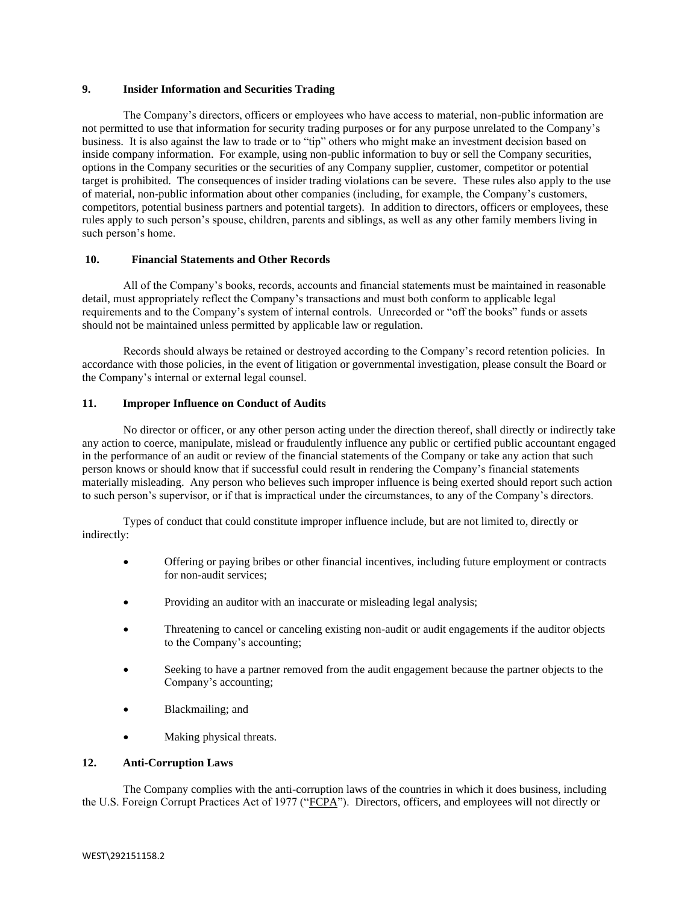## 9. Insider Information and Securities Trading

The Company's directors, officers or employees who have access to material, non-public information are not permitted to use that information for security trading purposes or for any purpose unrelated to the Company's business. It is also against the law to trade or to "tip" others who might make an investment decision based on inside company information. For example, using non-public information to buy or sell the Company securities, options in the Company securities or the securities of any Company supplier, customer, competitor or potential target is prohibited. The consequences of insider trading violations can be severe. These rules also apply to the use of material, non-public information about other companies (including, for example, the Company's customers, competitors, potential business partners and potential targets). In addition to directors, officers or employees, these rules apply to such person's spouse, children, parents and siblings, as well as any other family members living in such person's home.

## 10. Financial Statements and Other Records

All of the Company's books, records, accounts and financial statements must be maintained in reasonable detail, must appropriately reflect the Company's transactions and must both conform to applicable legal requirements and to the Company's system of internal controls. Unrecorded or "off the books" funds or assets should not be maintained unless permitted by applicable law or regulation.

Records should always be retained or destroyed according to the Company's record retention policies. In accordance with those policies, in the event of litigation or governmental investigation, please consult the Board or the Company's internal or external legal counsel.

## 11. Improper Influence on Conduct of Audits

No director or officer, or any other person acting under the direction thereof, shall directly or indirectly take any action to coerce, manipulate, mislead or fraudulently influence any public or certified public accountant engaged in the performance of an audit or review of the financial statements of the Company or take any action that such person knows or should know that if successful could result in rendering the Company's financial statements materially misleading. Any person who believes such improper influence is being exerted should report such action to such person's supervisor, or if that is impractical under the circumstances, to any of the Company's directors.

Types of conduct that could constitute improper influence include, but are not limited to, directly or indirectly:

- Offering or paying bribes or other financial incentives, including future employment or contracts for non-audit services;
- Providing an auditor with an inaccurate or misleading legal analysis;
- Threatening to cancel or canceling existing non-audit or audit engagements if the auditor objects to the Company's accounting;
- Seeking to have a partner removed from the audit engagement because the partner objects to the Company's accounting;
- Blackmailing; and
- Making physical threats.

## 12. Anti-Corruption Laws

The Company complies with the anti-corruption laws of the countries in which it does business, including the U.S. Foreign Corrupt Practices Act of 1977 ("FCPA"). Directors, officers, and employees will not directly or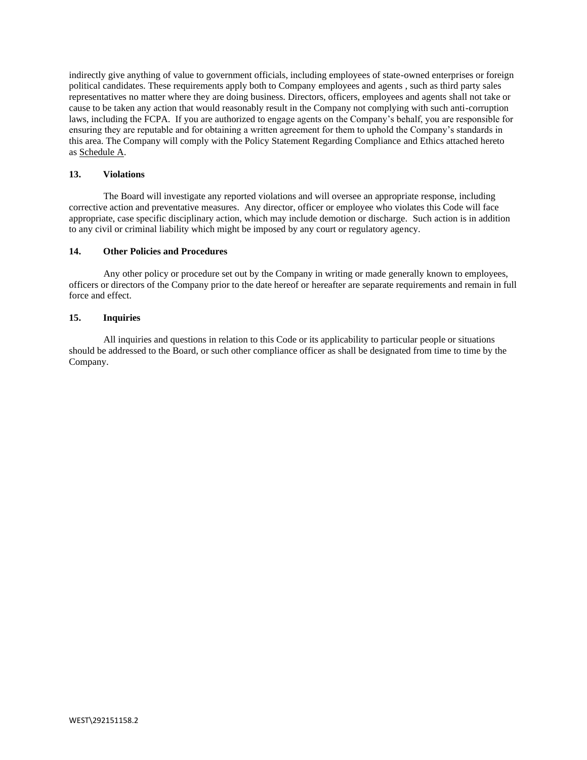indirectly give anything of value to government officials, including employees of state-owned enterprises or foreign political candidates. These requirements apply both to Company employees and agents , such as third party sales representatives no matter where they are doing business. Directors, officers, employees and agents shall not take or cause to be taken any action that would reasonably result in the Company not complying with such anti-corruption laws, including the FCPA. If you are authorized to engage agents on the Company's behalf, you are responsible for ensuring they are reputable and for obtaining a written agreement for them to uphold the Company's standards in this area. The Company will comply with the Policy Statement Regarding Compliance and Ethics attached hereto as Schedule A.

**13. Violations**

The Board will investigate any reported violations and will oversee an appropriate response, including corrective action and preventative measures. Any director, officer or employee who violates this Code will face appropriate, case specific disciplinary action, which may include demotion or discharge. Such action is in addition to any civil or criminal liability which might be imposed by any court or regulatory agency.

**14. Other Policies and Procedures**

Any other policy or procedure set out by the Company in writing or made generally known to employees, officers or directors of the Company prior to the date hereof or hereafter are separate requirements and remain in full force and effect.

**15. Inquiries**

All inquiries and questions in relation to this Code or its applicability to particular people or situations should be addressed to the Board, or such other compliance officer as shall be designated from time to time by the Company.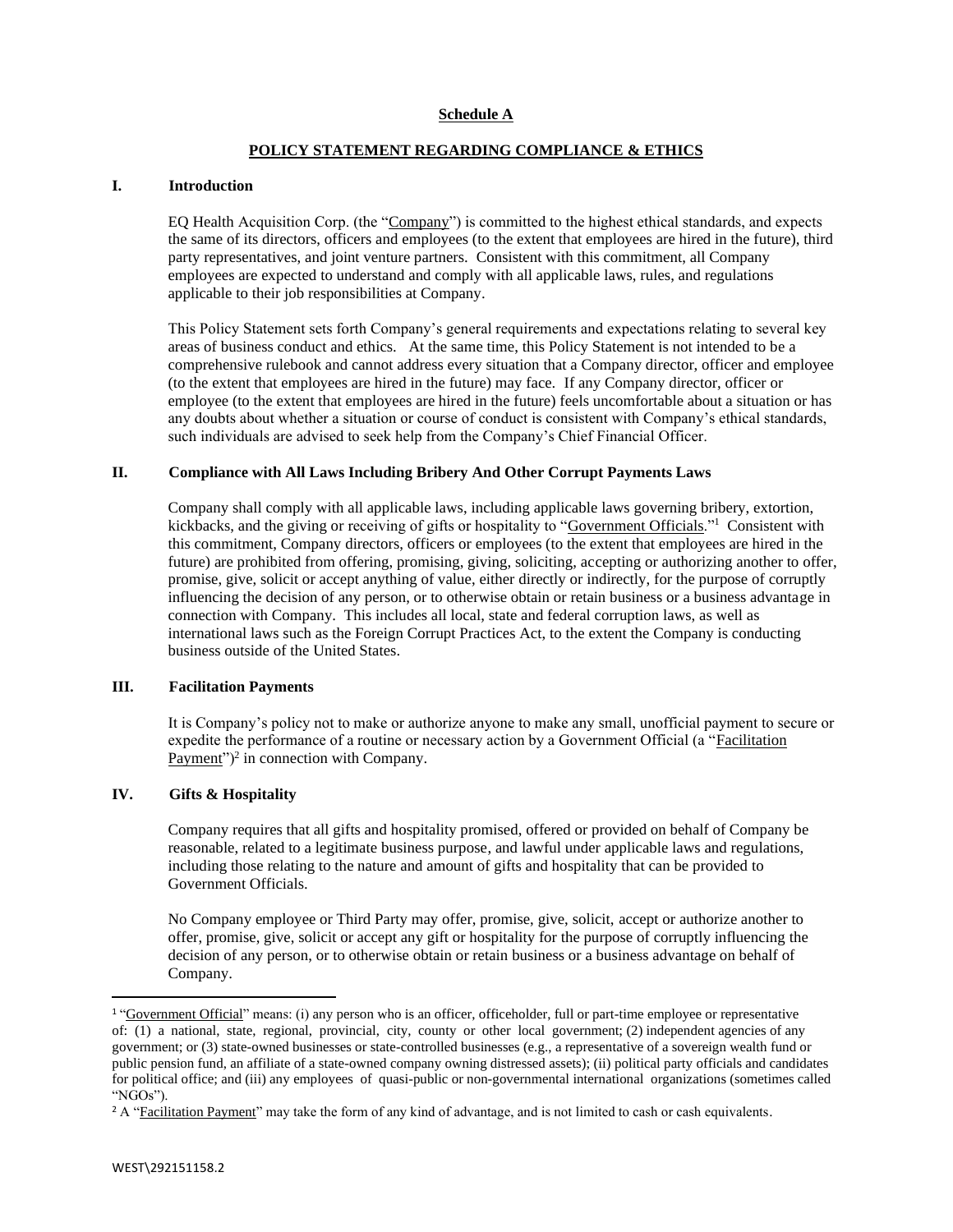**Schedule A**

**POLICY STATEMENT REGARDING COMPLIANCE & ETHICS**

## I. Introduction

EQ Health Acquisition Corp. (the "Company") is committed to the highest ethical standards, and expects the same of its directors, officers and employees (to the extent that employees are hired in the future), third party representatives, and joint venture partners. Consistent with this commitment, all Company employees are expected to understand and comply with all applicable laws, rules, and regulations applicable to their job responsibilities at Company.

This Policy Statement sets forth Company's general requirements and expectations relating to several key areas of business conduct and ethics. At the same time, this Policy Statement is not intended to be a comprehensive rulebook and cannot address every situation that a Company director, officer and employee (to the extent that employees are hired in the future) may face. If any Company director, officer or employee (to the extent that employees are hired in the future) feels uncomfortable about a situation or has any doubts about whether a situation or course of conduct is consistent with Company's ethical standards, such individuals are advised to seek help from the Company's Chief Financial Officer.

## II. Compliance with All Laws Including Bribery And Other Corrupt Payments Laws

Company shall comply with all applicable laws, including applicable laws governing bribery, extortion, kickbacks, and the giving or receiving of gifts or hospitality to "Government Officials."[1] Consistent with this commitment, Company directors, officers or employees (to the extent that employees are hired in the future) are prohibited from offering, promising, giving, soliciting, accepting or authorizing another to offer, promise, give, solicit or accept anything of value, either directly or indirectly, for the purpose of corruptly influencing the decision of any person, or to otherwise obtain or retain business or a business advantage in connection with Company. This includes all local, state and federal corruption laws, as well as international laws such as the Foreign Corrupt Practices Act, to the extent the Company is conducting business outside of the United States.

## III. Facilitation Payments

It is Company's policy not to make or authorize anyone to make any small, unofficial payment to secure or expedite the performance of a routine or necessary action by a Government Official (a "Facilitation Payment")[2] in connection with Company.

## IV. Gifts & Hospitality

Company requires that all gifts and hospitality promised, offered or provided on behalf of Company be reasonable, related to a legitimate business purpose, and lawful under applicable laws and regulations, including those relating to the nature and amount of gifts and hospitality that can be provided to Government Officials.

No Company employee or Third Party may offer, promise, give, solicit, accept or authorize another to offer, promise, give, solicit or accept any gift or hospitality for the purpose of corruptly influencing the decision of any person, or to otherwise obtain or retain business or a business advantage on behalf of Company.

---

[1] "Government Official" means: (i) any person who is an officer, officeholder, full or part-time employee or representative of: (1) a national, state, regional, provincial, city, county or other local government; (2) independent agencies of any government; or (3) state-owned businesses or state-controlled businesses (e.g., a representative of a sovereign wealth fund or public pension fund, an affiliate of a state-owned company owning distressed assets); (ii) political party officials and candidates for political office; and (iii) any employees of quasi-public or non-governmental international organizations (sometimes called "NGOs").

[2] A "Facilitation Payment" may take the form of any kind of advantage, and is not limited to cash or cash equivalents.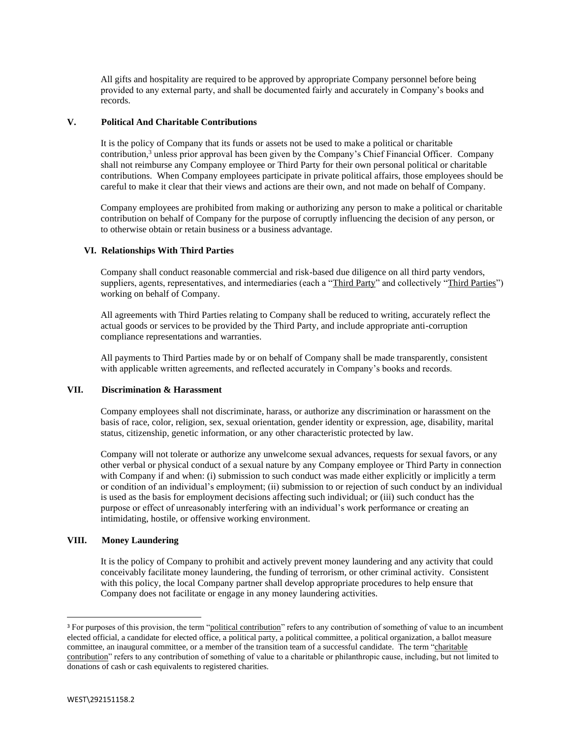All gifts and hospitality are required to be approved by appropriate Company personnel before being provided to any external party, and shall be documented fairly and accurately in Company's books and records.

## V. Political And Charitable Contributions

It is the policy of Company that its funds or assets not be used to make a political or charitable contribution,[3] unless prior approval has been given by the Company's Chief Financial Officer. Company shall not reimburse any Company employee or Third Party for their own personal political or charitable contributions. When Company employees participate in private political affairs, those employees should be careful to make it clear that their views and actions are their own, and not made on behalf of Company.

Company employees are prohibited from making or authorizing any person to make a political or charitable contribution on behalf of Company for the purpose of corruptly influencing the decision of any person, or to otherwise obtain or retain business or a business advantage.

## VI. Relationships With Third Parties

Company shall conduct reasonable commercial and risk-based due diligence on all third party vendors, suppliers, agents, representatives, and intermediaries (each a "Third Party" and collectively "Third Parties") working on behalf of Company.

All agreements with Third Parties relating to Company shall be reduced to writing, accurately reflect the actual goods or services to be provided by the Third Party, and include appropriate anti-corruption compliance representations and warranties.

All payments to Third Parties made by or on behalf of Company shall be made transparently, consistent with applicable written agreements, and reflected accurately in Company's books and records.

## VII. Discrimination & Harassment

Company employees shall not discriminate, harass, or authorize any discrimination or harassment on the basis of race, color, religion, sex, sexual orientation, gender identity or expression, age, disability, marital status, citizenship, genetic information, or any other characteristic protected by law.

Company will not tolerate or authorize any unwelcome sexual advances, requests for sexual favors, or any other verbal or physical conduct of a sexual nature by any Company employee or Third Party in connection with Company if and when: (i) submission to such conduct was made either explicitly or implicitly a term or condition of an individual's employment; (ii) submission to or rejection of such conduct by an individual is used as the basis for employment decisions affecting such individual; or (iii) such conduct has the purpose or effect of unreasonably interfering with an individual's work performance or creating an intimidating, hostile, or offensive working environment.

## VIII. Money Laundering

It is the policy of Company to prohibit and actively prevent money laundering and any activity that could conceivably facilitate money laundering, the funding of terrorism, or other criminal activity. Consistent with this policy, the local Company partner shall develop appropriate procedures to help ensure that Company does not facilitate or engage in any money laundering activities.

---

[3] For purposes of this provision, the term "political contribution" refers to any contribution of something of value to an incumbent elected official, a candidate for elected office, a political party, a political committee, a political organization, a ballot measure committee, an inaugural committee, or a member of the transition team of a successful candidate. The term "charitable contribution" refers to any contribution of something of value to a charitable or philanthropic cause, including, but not limited to donations of cash or cash equivalents to registered charities.

WEST\292151158.2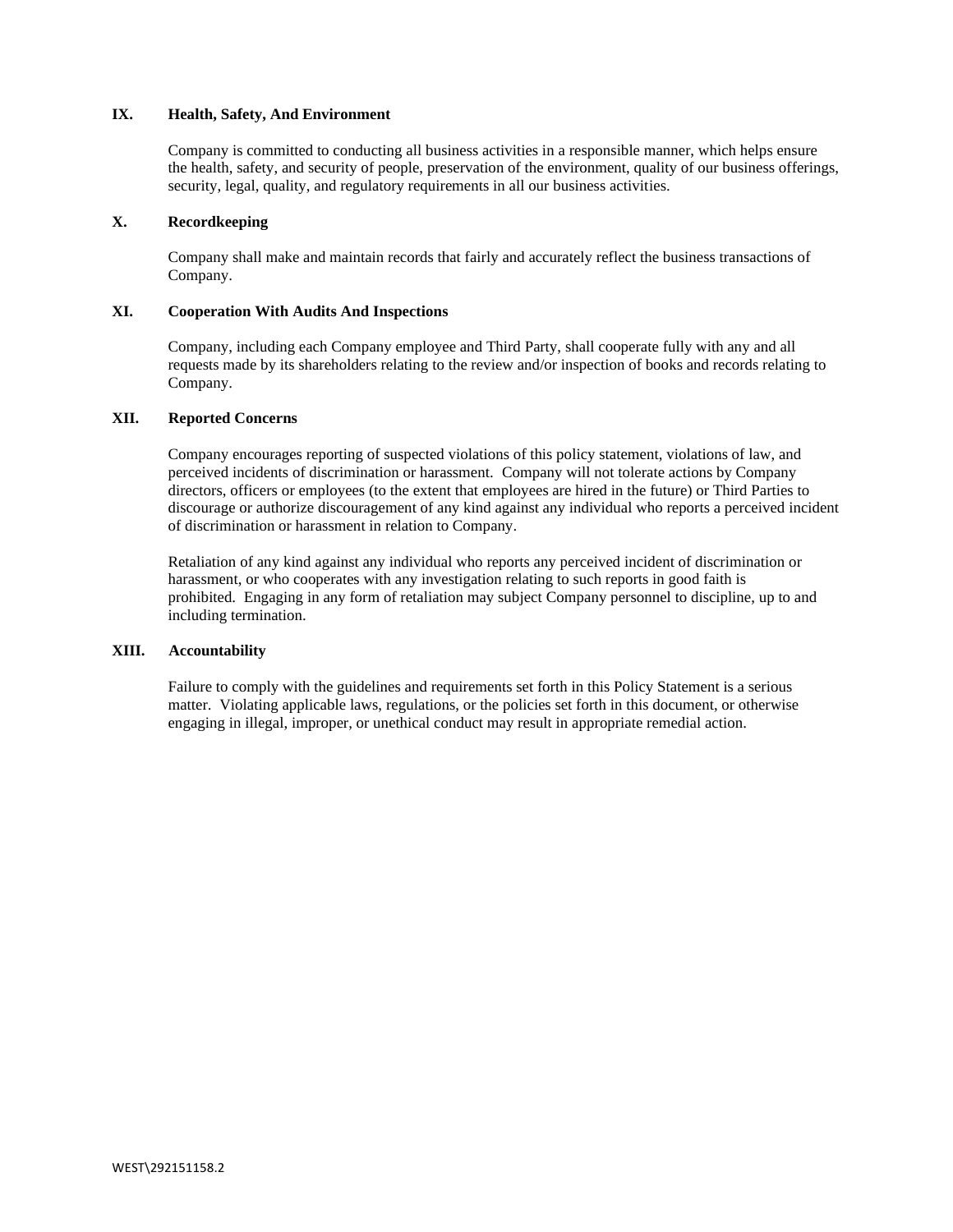## IX. Health, Safety, And Environment

Company is committed to conducting all business activities in a responsible manner, which helps ensure the health, safety, and security of people, preservation of the environment, quality of our business offerings, security, legal, quality, and regulatory requirements in all our business activities.

## X. Recordkeeping

Company shall make and maintain records that fairly and accurately reflect the business transactions of Company.

## XI. Cooperation With Audits And Inspections

Company, including each Company employee and Third Party, shall cooperate fully with any and all requests made by its shareholders relating to the review and/or inspection of books and records relating to Company.

## XII. Reported Concerns

Company encourages reporting of suspected violations of this policy statement, violations of law, and perceived incidents of discrimination or harassment. Company will not tolerate actions by Company directors, officers or employees (to the extent that employees are hired in the future) or Third Parties to discourage or authorize discouragement of any kind against any individual who reports a perceived incident of discrimination or harassment in relation to Company.

Retaliation of any kind against any individual who reports any perceived incident of discrimination or harassment, or who cooperates with any investigation relating to such reports in good faith is prohibited. Engaging in any form of retaliation may subject Company personnel to discipline, up to and including termination.

## XIII. Accountability

Failure to comply with the guidelines and requirements set forth in this Policy Statement is a serious matter. Violating applicable laws, regulations, or the policies set forth in this document, or otherwise engaging in illegal, improper, or unethical conduct may result in appropriate remedial action.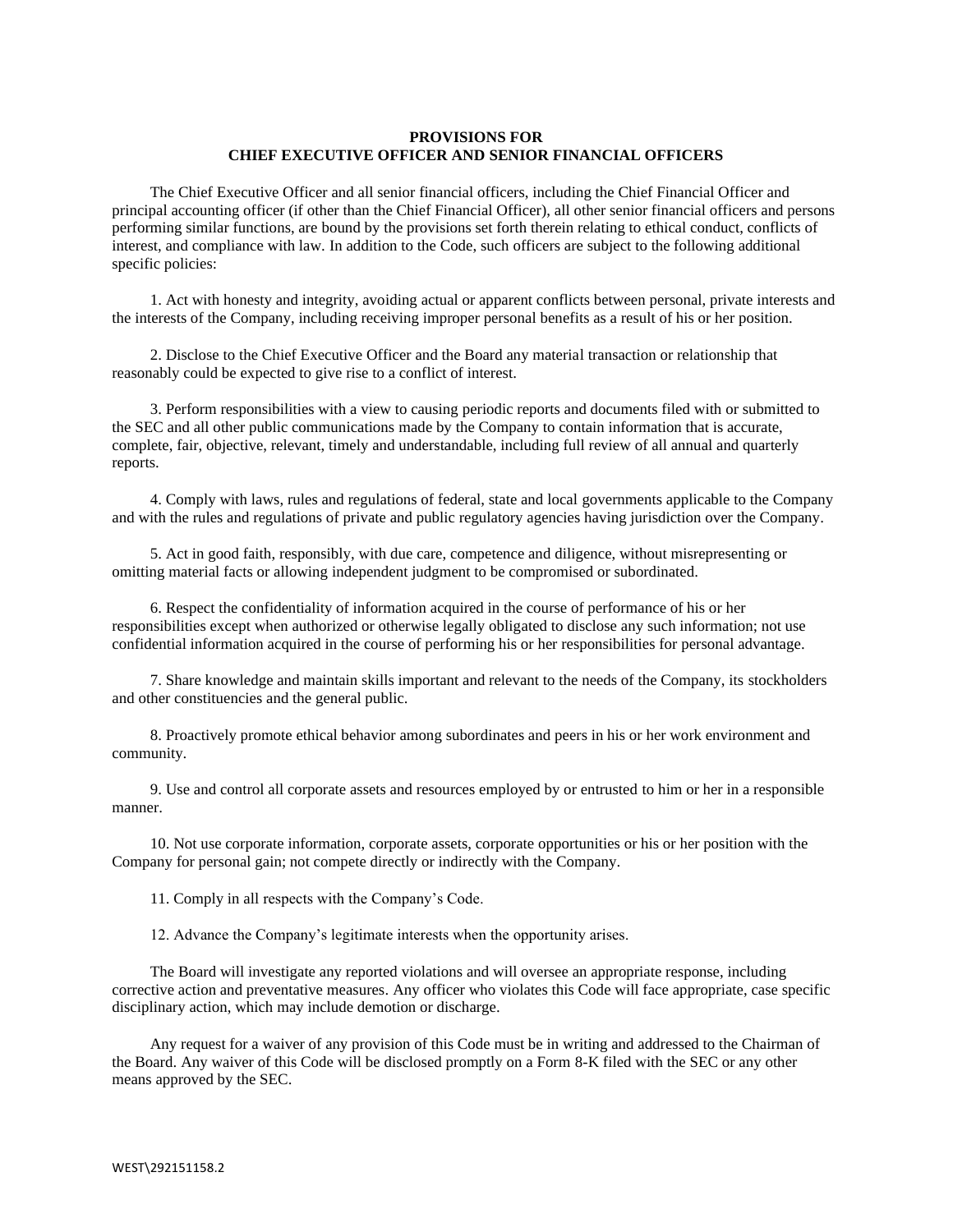## PROVISIONS FOR CHIEF EXECUTIVE OFFICER AND SENIOR FINANCIAL OFFICERS

The Chief Executive Officer and all senior financial officers, including the Chief Financial Officer and principal accounting officer (if other than the Chief Financial Officer), all other senior financial officers and persons performing similar functions, are bound by the provisions set forth therein relating to ethical conduct, conflicts of interest, and compliance with law. In addition to the Code, such officers are subject to the following additional specific policies:

1. Act with honesty and integrity, avoiding actual or apparent conflicts between personal, private interests and the interests of the Company, including receiving improper personal benefits as a result of his or her position.

2. Disclose to the Chief Executive Officer and the Board any material transaction or relationship that reasonably could be expected to give rise to a conflict of interest.

3. Perform responsibilities with a view to causing periodic reports and documents filed with or submitted to the SEC and all other public communications made by the Company to contain information that is accurate, complete, fair, objective, relevant, timely and understandable, including full review of all annual and quarterly reports.

4. Comply with laws, rules and regulations of federal, state and local governments applicable to the Company and with the rules and regulations of private and public regulatory agencies having jurisdiction over the Company.

5. Act in good faith, responsibly, with due care, competence and diligence, without misrepresenting or omitting material facts or allowing independent judgment to be compromised or subordinated.

6. Respect the confidentiality of information acquired in the course of performance of his or her responsibilities except when authorized or otherwise legally obligated to disclose any such information; not use confidential information acquired in the course of performing his or her responsibilities for personal advantage.

7. Share knowledge and maintain skills important and relevant to the needs of the Company, its stockholders and other constituencies and the general public.

8. Proactively promote ethical behavior among subordinates and peers in his or her work environment and community.

9. Use and control all corporate assets and resources employed by or entrusted to him or her in a responsible manner.

10. Not use corporate information, corporate assets, corporate opportunities or his or her position with the Company for personal gain; not compete directly or indirectly with the Company.

11. Comply in all respects with the Company's Code.

12. Advance the Company's legitimate interests when the opportunity arises.

The Board will investigate any reported violations and will oversee an appropriate response, including corrective action and preventative measures. Any officer who violates this Code will face appropriate, case specific disciplinary action, which may include demotion or discharge.

Any request for a waiver of any provision of this Code must be in writing and addressed to the Chairman of the Board. Any waiver of this Code will be disclosed promptly on a Form 8-K filed with the SEC or any other means approved by the SEC.

WEST\292151158.2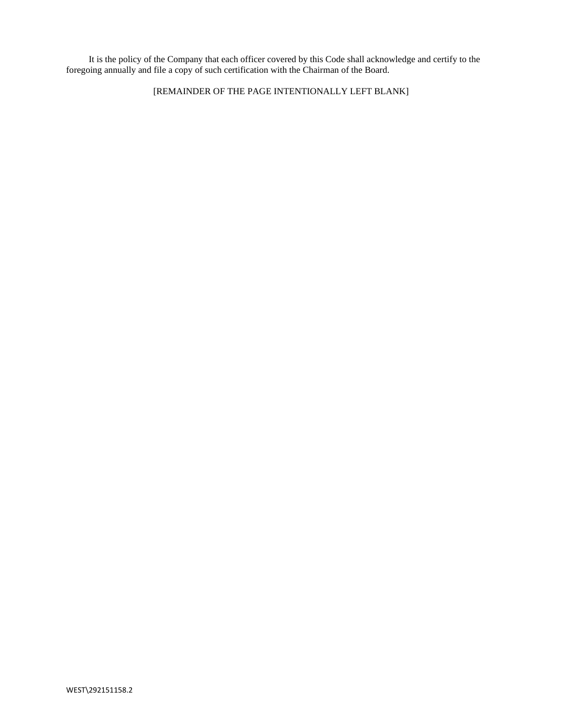It is the policy of the Company that each officer covered by this Code shall acknowledge and certify to the foregoing annually and file a copy of such certification with the Chairman of the Board.

[REMAINDER OF THE PAGE INTENTIONALLY LEFT BLANK]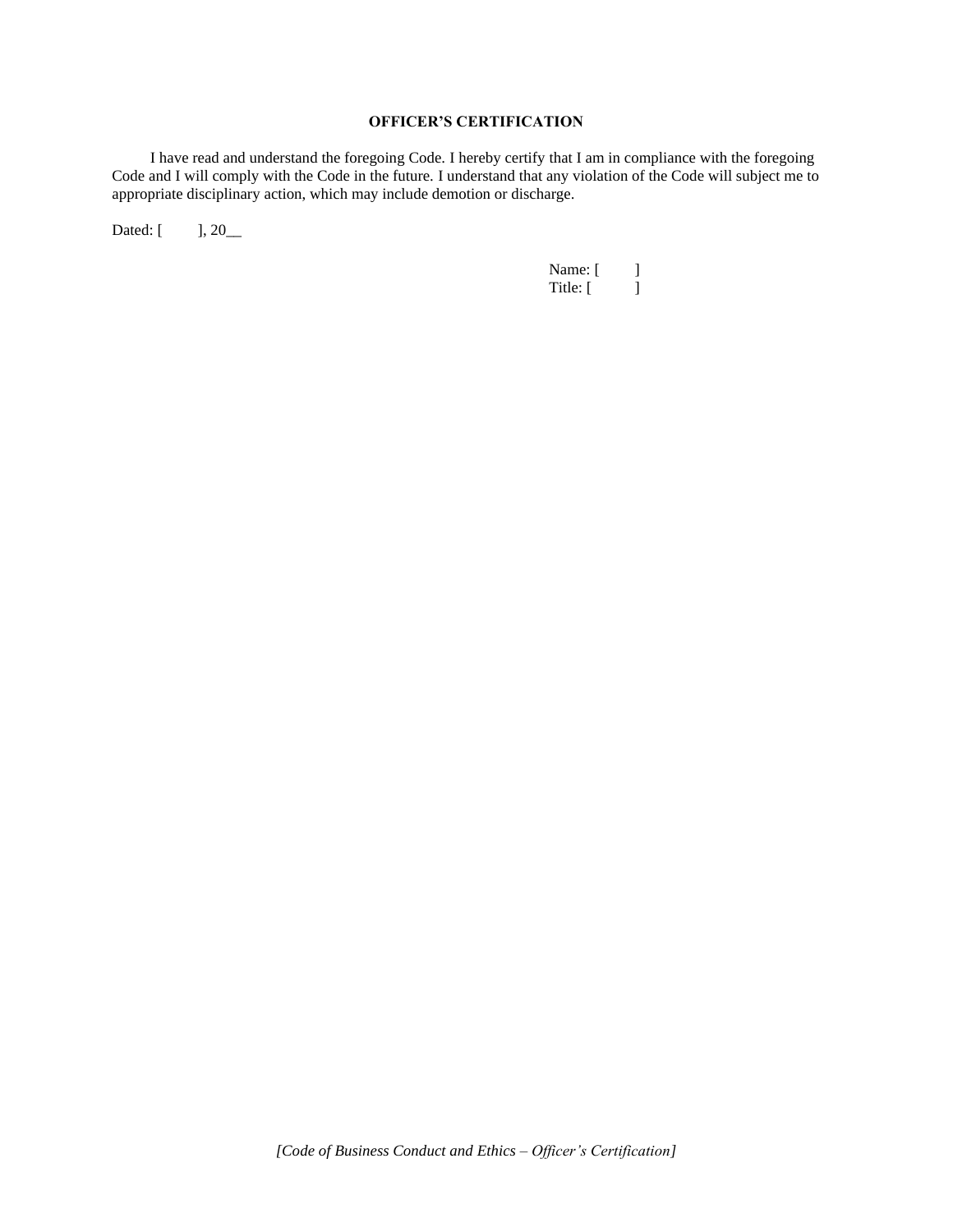**OFFICER'S CERTIFICATION**

I have read and understand the foregoing Code. I hereby certify that I am in compliance with the foregoing Code and I will comply with the Code in the future. I understand that any violation of the Code will subject me to appropriate disciplinary action, which may include demotion or discharge.

Dated: [ ], 20__

Name: [ ]
Title: [ ]

*[Code of Business Conduct and Ethics – Officer's Certification]*